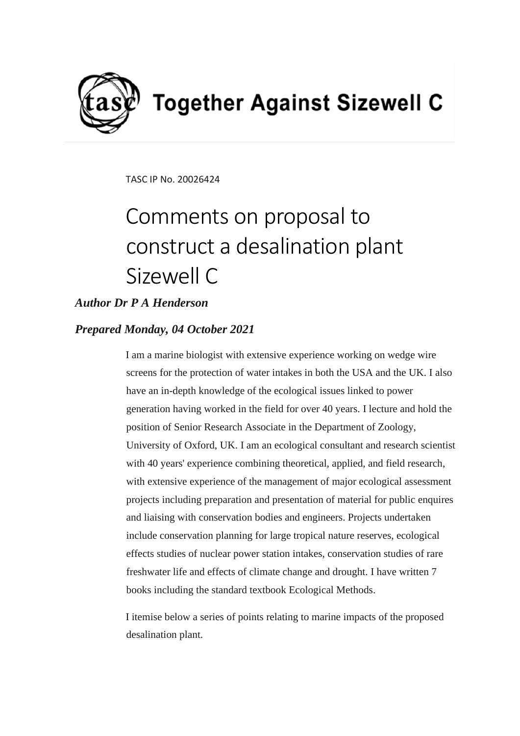Together Against Sizewell C

TASC IP No. 20026424

# Comments on proposal to construct a desalination plant Sizewell C

***Author Dr P A Henderson***

***Prepared Monday, 04 October 2021***

I am a marine biologist with extensive experience working on wedge wire screens for the protection of water intakes in both the USA and the UK. I also have an in-depth knowledge of the ecological issues linked to power generation having worked in the field for over 40 years. I lecture and hold the position of Senior Research Associate in the Department of Zoology, University of Oxford, UK. I am an ecological consultant and research scientist with 40 years' experience combining theoretical, applied, and field research, with extensive experience of the management of major ecological assessment projects including preparation and presentation of material for public enquires and liaising with conservation bodies and engineers. Projects undertaken include conservation planning for large tropical nature reserves, ecological effects studies of nuclear power station intakes, conservation studies of rare freshwater life and effects of climate change and drought. I have written 7 books including the standard textbook Ecological Methods.

I itemise below a series of points relating to marine impacts of the proposed desalination plant.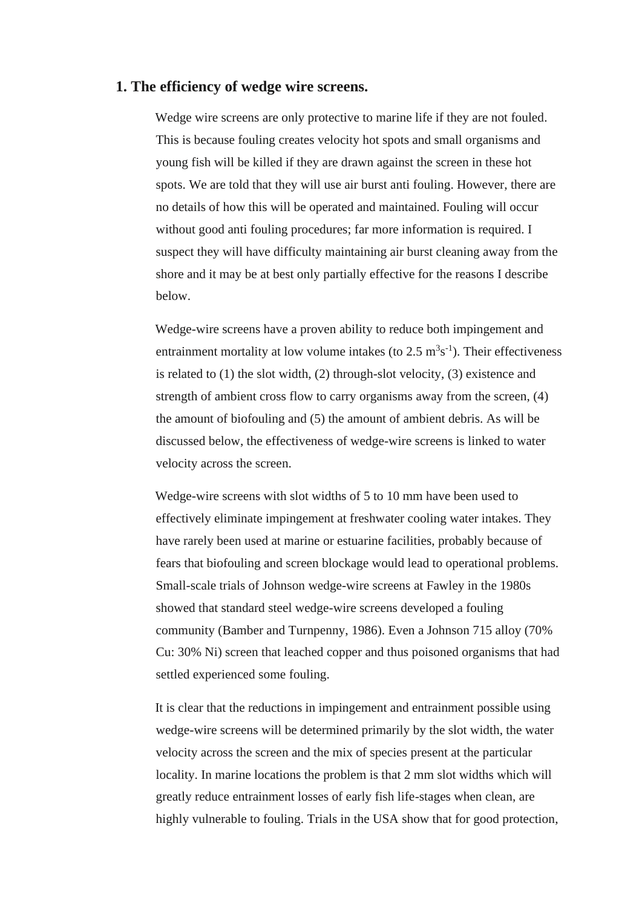## 1. The efficiency of wedge wire screens.

Wedge wire screens are only protective to marine life if they are not fouled. This is because fouling creates velocity hot spots and small organisms and young fish will be killed if they are drawn against the screen in these hot spots. We are told that they will use air burst anti fouling. However, there are no details of how this will be operated and maintained. Fouling will occur without good anti fouling procedures; far more information is required. I suspect they will have difficulty maintaining air burst cleaning away from the shore and it may be at best only partially effective for the reasons I describe below.

Wedge-wire screens have a proven ability to reduce both impingement and entrainment mortality at low volume intakes (to 2.5 $m^3s^{-1}$). Their effectiveness is related to (1) the slot width, (2) through-slot velocity, (3) existence and strength of ambient cross flow to carry organisms away from the screen, (4) the amount of biofouling and (5) the amount of ambient debris. As will be discussed below, the effectiveness of wedge-wire screens is linked to water velocity across the screen.

Wedge-wire screens with slot widths of 5 to 10 mm have been used to effectively eliminate impingement at freshwater cooling water intakes. They have rarely been used at marine or estuarine facilities, probably because of fears that biofouling and screen blockage would lead to operational problems. Small-scale trials of Johnson wedge-wire screens at Fawley in the 1980s showed that standard steel wedge-wire screens developed a fouling community (Bamber and Turnpenny, 1986). Even a Johnson 715 alloy (70% Cu: 30% Ni) screen that leached copper and thus poisoned organisms that had settled experienced some fouling.

It is clear that the reductions in impingement and entrainment possible using wedge-wire screens will be determined primarily by the slot width, the water velocity across the screen and the mix of species present at the particular locality. In marine locations the problem is that 2 mm slot widths which will greatly reduce entrainment losses of early fish life-stages when clean, are highly vulnerable to fouling. Trials in the USA show that for good protection,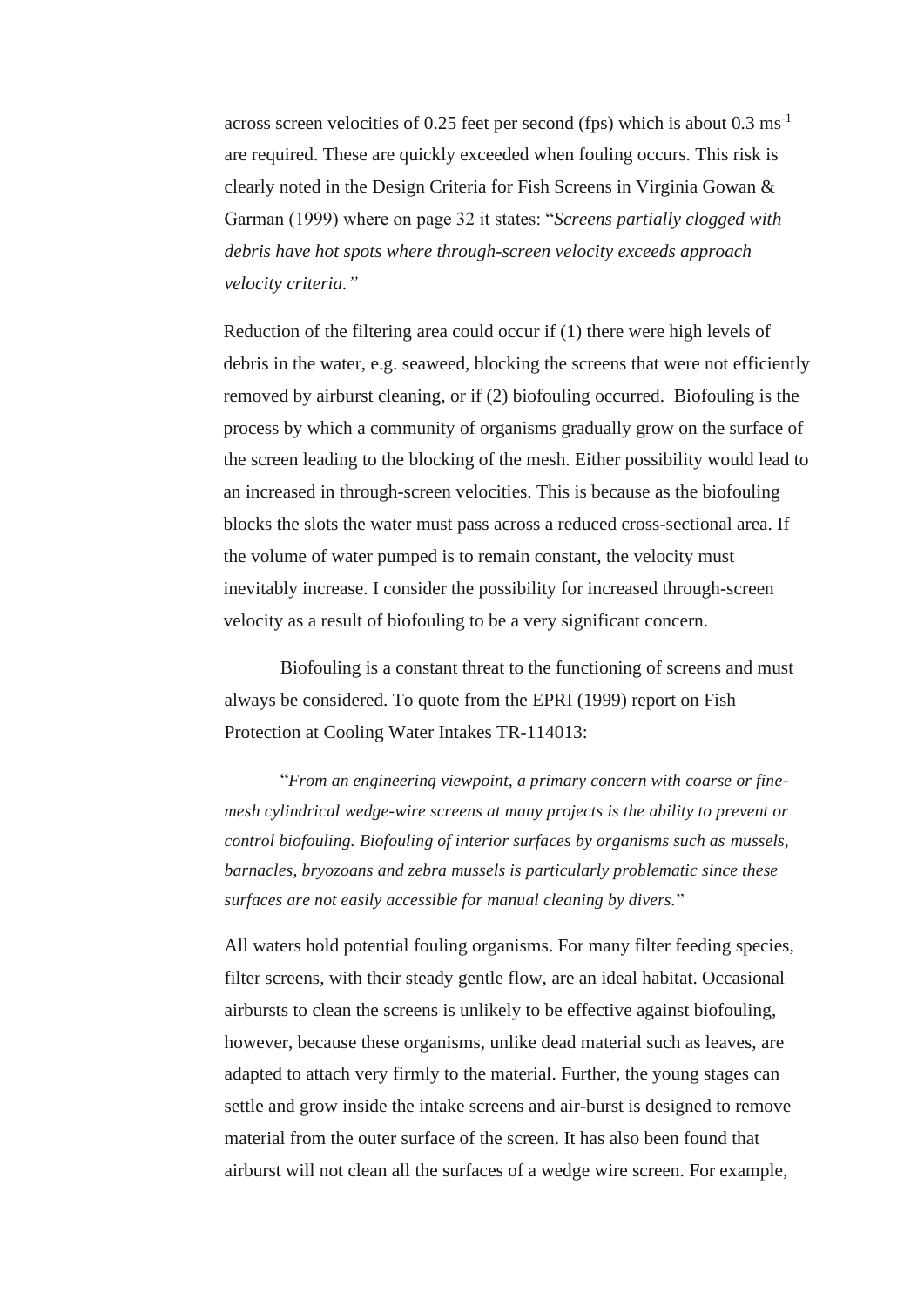across screen velocities of 0.25 feet per second (fps) which is about 0.3 $ms^{-1}$ are required. These are quickly exceeded when fouling occurs. This risk is clearly noted in the Design Criteria for Fish Screens in Virginia Gowan & Garman (1999) where on page 32 it states: "*Screens partially clogged with debris have hot spots where through-screen velocity exceeds approach velocity criteria.*"

Reduction of the filtering area could occur if (1) there were high levels of debris in the water, e.g. seaweed, blocking the screens that were not efficiently removed by airburst cleaning, or if (2) biofouling occurred. Biofouling is the process by which a community of organisms gradually grow on the surface of the screen leading to the blocking of the mesh. Either possibility would lead to an increased in through-screen velocities. This is because as the biofouling blocks the slots the water must pass across a reduced cross-sectional area. If the volume of water pumped is to remain constant, the velocity must inevitably increase. I consider the possibility for increased through-screen velocity as a result of biofouling to be a very significant concern.

Biofouling is a constant threat to the functioning of screens and must always be considered. To quote from the EPRI (1999) report on Fish Protection at Cooling Water Intakes TR-114013:

> "*From an engineering viewpoint, a primary concern with coarse or fine-mesh cylindrical wedge-wire screens at many projects is the ability to prevent or control biofouling. Biofouling of interior surfaces by organisms such as mussels, barnacles, bryozoans and zebra mussels is particularly problematic since these surfaces are not easily accessible for manual cleaning by divers.*"

All waters hold potential fouling organisms. For many filter feeding species, filter screens, with their steady gentle flow, are an ideal habitat. Occasional airbursts to clean the screens is unlikely to be effective against biofouling, however, because these organisms, unlike dead material such as leaves, are adapted to attach very firmly to the material. Further, the young stages can settle and grow inside the intake screens and air-burst is designed to remove material from the outer surface of the screen. It has also been found that airburst will not clean all the surfaces of a wedge wire screen. For example,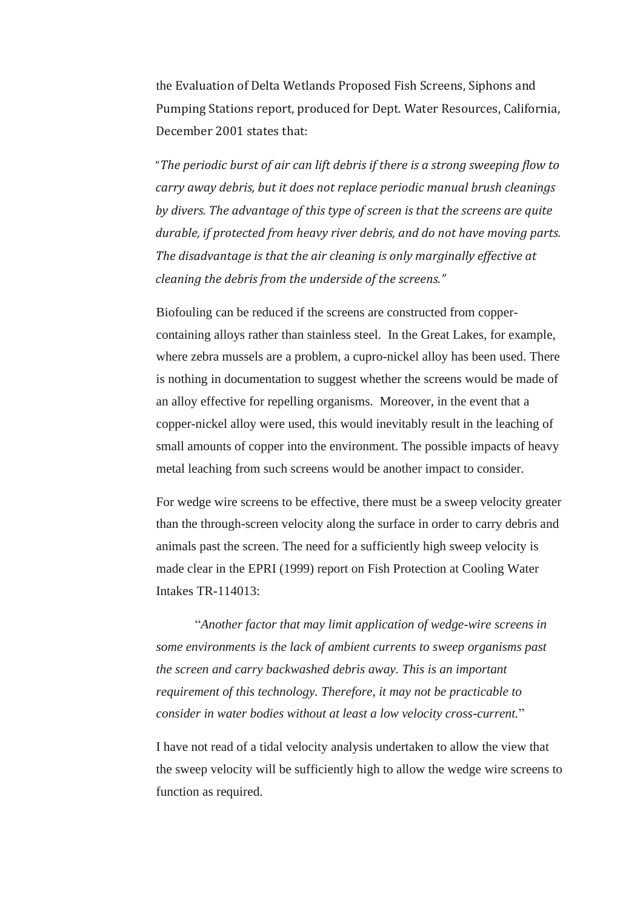the Evaluation of Delta Wetlands Proposed Fish Screens, Siphons and Pumping Stations report, produced for Dept. Water Resources, California, December 2001 states that:

"*The periodic burst of air can lift debris if there is a strong sweeping flow to carry away debris, but it does not replace periodic manual brush cleanings by divers. The advantage of this type of screen is that the screens are quite durable, if protected from heavy river debris, and do not have moving parts. The disadvantage is that the air cleaning is only marginally effective at cleaning the debris from the underside of the screens."*

Biofouling can be reduced if the screens are constructed from copper-containing alloys rather than stainless steel. In the Great Lakes, for example, where zebra mussels are a problem, a cupro-nickel alloy has been used. There is nothing in documentation to suggest whether the screens would be made of an alloy effective for repelling organisms. Moreover, in the event that a copper-nickel alloy were used, this would inevitably result in the leaching of small amounts of copper into the environment. The possible impacts of heavy metal leaching from such screens would be another impact to consider.

For wedge wire screens to be effective, there must be a sweep velocity greater than the through-screen velocity along the surface in order to carry debris and animals past the screen. The need for a sufficiently high sweep velocity is made clear in the EPRI (1999) report on Fish Protection at Cooling Water Intakes TR-114013:

"*Another factor that may limit application of wedge-wire screens in some environments is the lack of ambient currents to sweep organisms past the screen and carry backwashed debris away. This is an important requirement of this technology. Therefore, it may not be practicable to consider in water bodies without at least a low velocity cross-current.*"

I have not read of a tidal velocity analysis undertaken to allow the view that the sweep velocity will be sufficiently high to allow the wedge wire screens to function as required.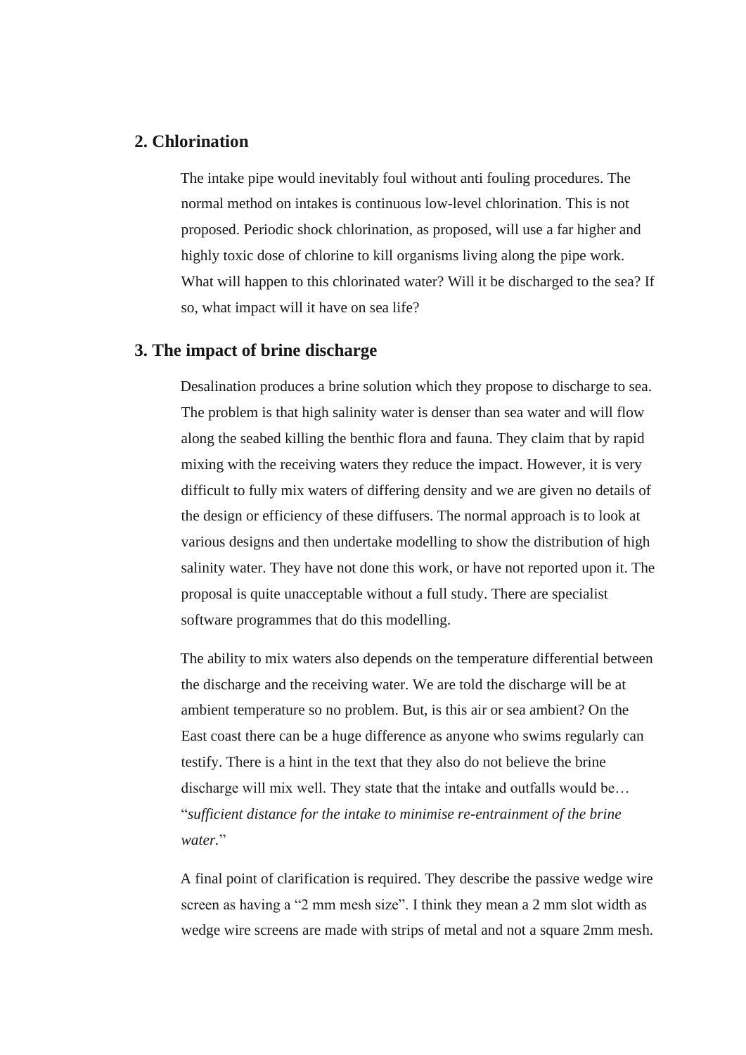## 2. Chlorination

The intake pipe would inevitably foul without anti fouling procedures. The normal method on intakes is continuous low-level chlorination. This is not proposed. Periodic shock chlorination, as proposed, will use a far higher and highly toxic dose of chlorine to kill organisms living along the pipe work. What will happen to this chlorinated water? Will it be discharged to the sea? If so, what impact will it have on sea life?

## 3. The impact of brine discharge

Desalination produces a brine solution which they propose to discharge to sea. The problem is that high salinity water is denser than sea water and will flow along the seabed killing the benthic flora and fauna. They claim that by rapid mixing with the receiving waters they reduce the impact. However, it is very difficult to fully mix waters of differing density and we are given no details of the design or efficiency of these diffusers. The normal approach is to look at various designs and then undertake modelling to show the distribution of high salinity water. They have not done this work, or have not reported upon it. The proposal is quite unacceptable without a full study. There are specialist software programmes that do this modelling.

The ability to mix waters also depends on the temperature differential between the discharge and the receiving water. We are told the discharge will be at ambient temperature so no problem. But, is this air or sea ambient? On the East coast there can be a huge difference as anyone who swims regularly can testify. There is a hint in the text that they also do not believe the brine discharge will mix well. They state that the intake and outfalls would be… "*sufficient distance for the intake to minimise re-entrainment of the brine water.*"

A final point of clarification is required. They describe the passive wedge wire screen as having a "2 mm mesh size". I think they mean a 2 mm slot width as wedge wire screens are made with strips of metal and not a square 2mm mesh.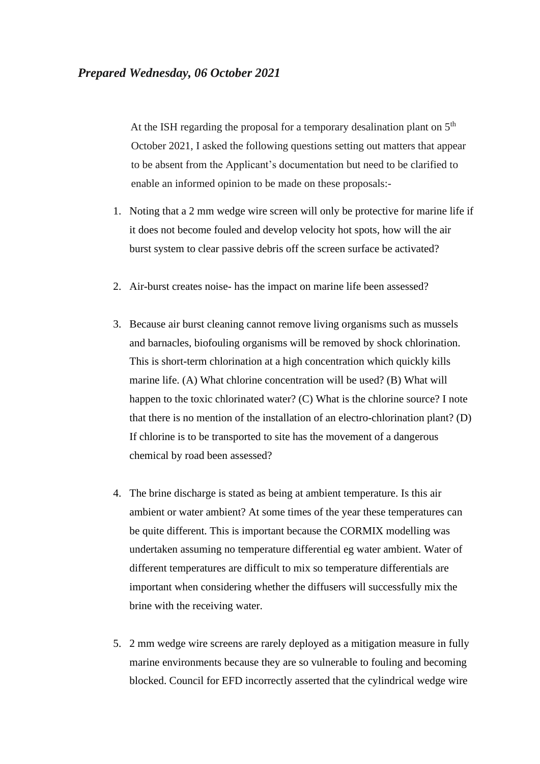***Prepared Wednesday, 06 October 2021***

At the ISH regarding the proposal for a temporary desalination plant on 5th October 2021, I asked the following questions setting out matters that appear to be absent from the Applicant's documentation but need to be clarified to enable an informed opinion to be made on these proposals:-

1. Noting that a 2 mm wedge wire screen will only be protective for marine life if it does not become fouled and develop velocity hot spots, how will the air burst system to clear passive debris off the screen surface be activated?

2. Air-burst creates noise- has the impact on marine life been assessed?

3. Because air burst cleaning cannot remove living organisms such as mussels and barnacles, biofouling organisms will be removed by shock chlorination. This is short-term chlorination at a high concentration which quickly kills marine life. (A) What chlorine concentration will be used? (B) What will happen to the toxic chlorinated water? (C) What is the chlorine source? I note that there is no mention of the installation of an electro-chlorination plant? (D) If chlorine is to be transported to site has the movement of a dangerous chemical by road been assessed?

4. The brine discharge is stated as being at ambient temperature. Is this air ambient or water ambient? At some times of the year these temperatures can be quite different. This is important because the CORMIX modelling was undertaken assuming no temperature differential eg water ambient. Water of different temperatures are difficult to mix so temperature differentials are important when considering whether the diffusers will successfully mix the brine with the receiving water.

5. 2 mm wedge wire screens are rarely deployed as a mitigation measure in fully marine environments because they are so vulnerable to fouling and becoming blocked. Council for EFD incorrectly asserted that the cylindrical wedge wire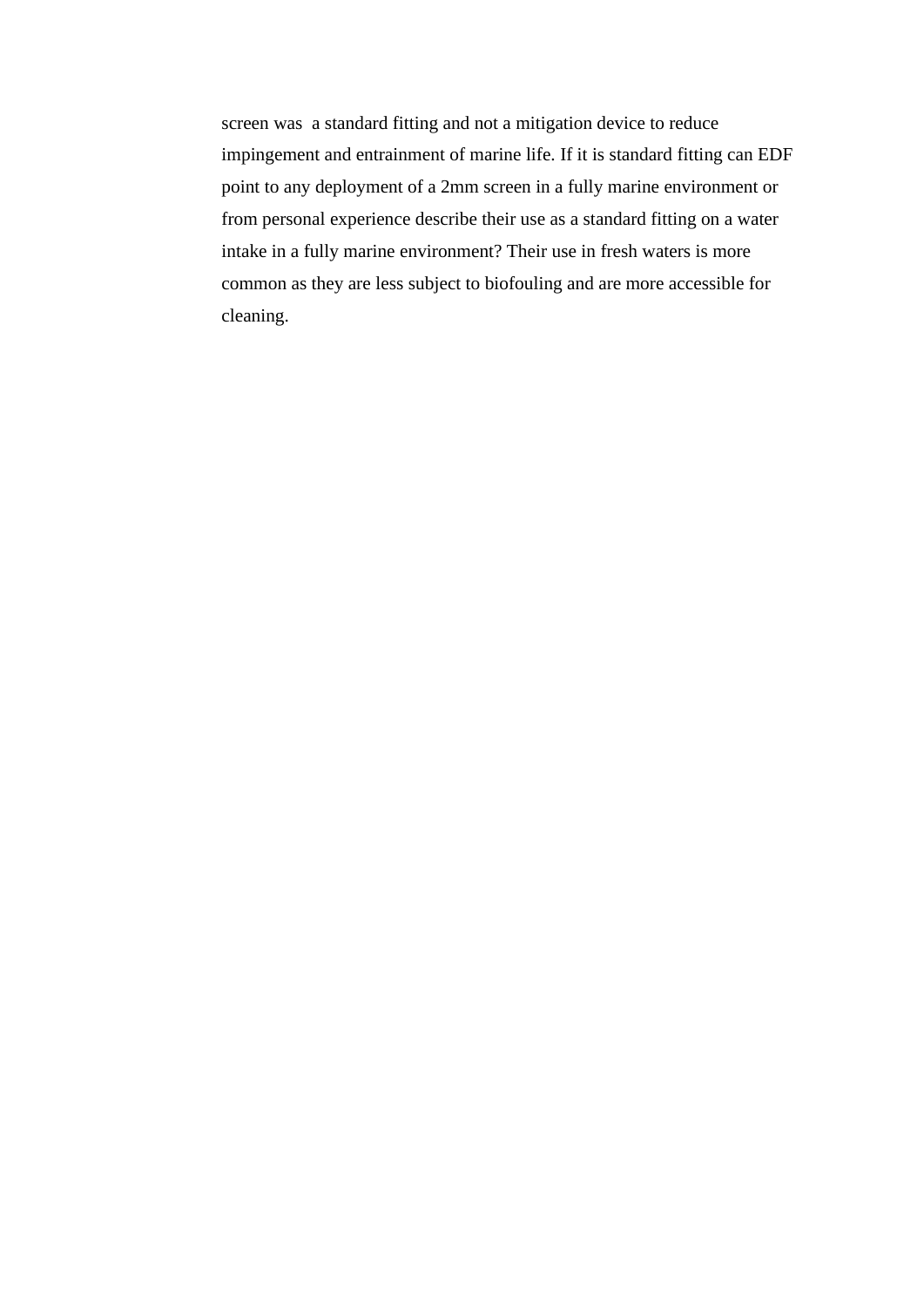screen was a standard fitting and not a mitigation device to reduce impingement and entrainment of marine life. If it is standard fitting can EDF point to any deployment of a 2mm screen in a fully marine environment or from personal experience describe their use as a standard fitting on a water intake in a fully marine environment? Their use in fresh waters is more common as they are less subject to biofouling and are more accessible for cleaning.